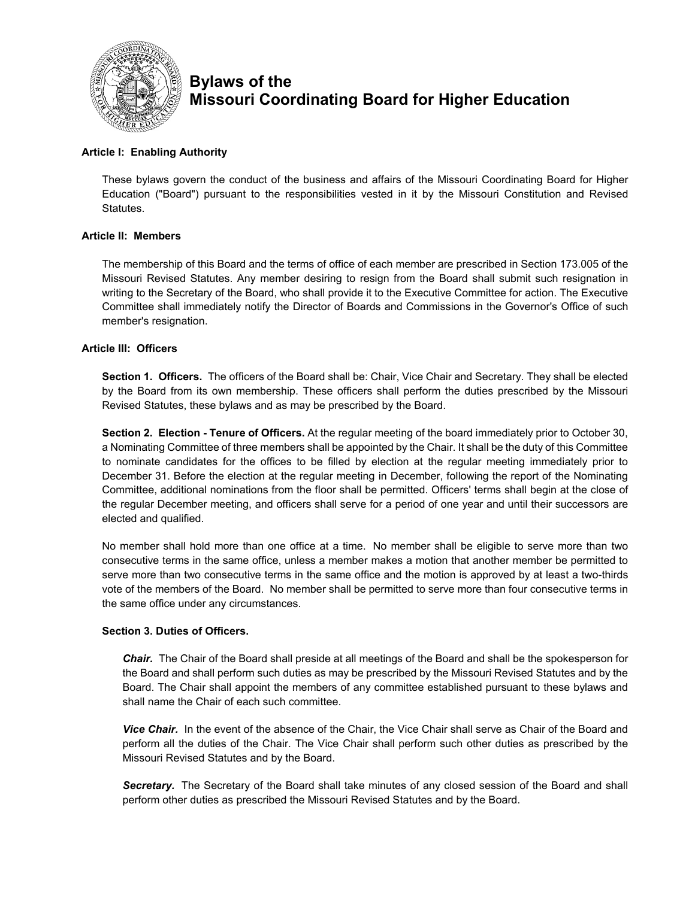# Bylaws of the Missouri Coordinating Board for Higher Education

## Article I: Enabling Authority

These bylaws govern the conduct of the business and affairs of the Missouri Coordinating Board for Higher Education ("Board") pursuant to the responsibilities vested in it by the Missouri Constitution and Revised Statutes.

## Article II: Members

The membership of this Board and the terms of office of each member are prescribed in Section 173.005 of the Missouri Revised Statutes. Any member desiring to resign from the Board shall submit such resignation in writing to the Secretary of the Board, who shall provide it to the Executive Committee for action. The Executive Committee shall immediately notify the Director of Boards and Commissions in the Governor's Office of such member's resignation.

## Article III: Officers

**Section 1. Officers.** The officers of the Board shall be: Chair, Vice Chair and Secretary. They shall be elected by the Board from its own membership. These officers shall perform the duties prescribed by the Missouri Revised Statutes, these bylaws and as may be prescribed by the Board.

**Section 2. Election - Tenure of Officers.** At the regular meeting of the board immediately prior to October 30, a Nominating Committee of three members shall be appointed by the Chair. It shall be the duty of this Committee to nominate candidates for the offices to be filled by election at the regular meeting immediately prior to December 31. Before the election at the regular meeting in December, following the report of the Nominating Committee, additional nominations from the floor shall be permitted. Officers' terms shall begin at the close of the regular December meeting, and officers shall serve for a period of one year and until their successors are elected and qualified.

No member shall hold more than one office at a time. No member shall be eligible to serve more than two consecutive terms in the same office, unless a member makes a motion that another member be permitted to serve more than two consecutive terms in the same office and the motion is approved by at least a two-thirds vote of the members of the Board. No member shall be permitted to serve more than four consecutive terms in the same office under any circumstances.

**Section 3. Duties of Officers.**

***Chair.*** The Chair of the Board shall preside at all meetings of the Board and shall be the spokesperson for the Board and shall perform such duties as may be prescribed by the Missouri Revised Statutes and by the Board. The Chair shall appoint the members of any committee established pursuant to these bylaws and shall name the Chair of each such committee.

***Vice Chair.*** In the event of the absence of the Chair, the Vice Chair shall serve as Chair of the Board and perform all the duties of the Chair. The Vice Chair shall perform such other duties as prescribed by the Missouri Revised Statutes and by the Board.

***Secretary.*** The Secretary of the Board shall take minutes of any closed session of the Board and shall perform other duties as prescribed the Missouri Revised Statutes and by the Board.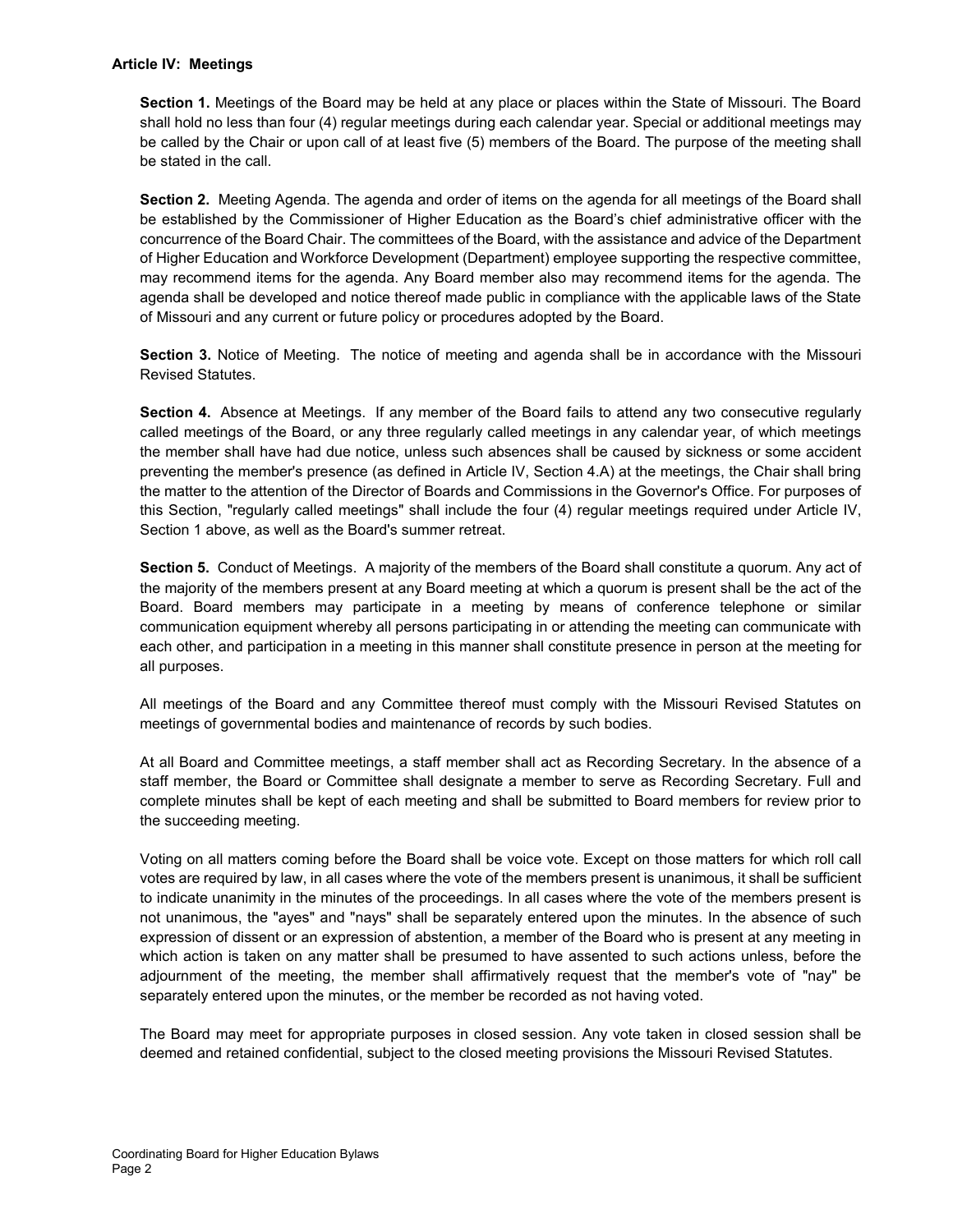## Article IV: Meetings

**Section 1.** Meetings of the Board may be held at any place or places within the State of Missouri. The Board shall hold no less than four (4) regular meetings during each calendar year. Special or additional meetings may be called by the Chair or upon call of at least five (5) members of the Board. The purpose of the meeting shall be stated in the call.

**Section 2.** Meeting Agenda. The agenda and order of items on the agenda for all meetings of the Board shall be established by the Commissioner of Higher Education as the Board's chief administrative officer with the concurrence of the Board Chair. The committees of the Board, with the assistance and advice of the Department of Higher Education and Workforce Development (Department) employee supporting the respective committee, may recommend items for the agenda. Any Board member also may recommend items for the agenda. The agenda shall be developed and notice thereof made public in compliance with the applicable laws of the State of Missouri and any current or future policy or procedures adopted by the Board.

**Section 3.** Notice of Meeting. The notice of meeting and agenda shall be in accordance with the Missouri Revised Statutes.

**Section 4.** Absence at Meetings. If any member of the Board fails to attend any two consecutive regularly called meetings of the Board, or any three regularly called meetings in any calendar year, of which meetings the member shall have had due notice, unless such absences shall be caused by sickness or some accident preventing the member's presence (as defined in Article IV, Section 4.A) at the meetings, the Chair shall bring the matter to the attention of the Director of Boards and Commissions in the Governor's Office. For purposes of this Section, "regularly called meetings" shall include the four (4) regular meetings required under Article IV, Section 1 above, as well as the Board's summer retreat.

**Section 5.** Conduct of Meetings. A majority of the members of the Board shall constitute a quorum. Any act of the majority of the members present at any Board meeting at which a quorum is present shall be the act of the Board. Board members may participate in a meeting by means of conference telephone or similar communication equipment whereby all persons participating in or attending the meeting can communicate with each other, and participation in a meeting in this manner shall constitute presence in person at the meeting for all purposes.

All meetings of the Board and any Committee thereof must comply with the Missouri Revised Statutes on meetings of governmental bodies and maintenance of records by such bodies.

At all Board and Committee meetings, a staff member shall act as Recording Secretary. In the absence of a staff member, the Board or Committee shall designate a member to serve as Recording Secretary. Full and complete minutes shall be kept of each meeting and shall be submitted to Board members for review prior to the succeeding meeting.

Voting on all matters coming before the Board shall be voice vote. Except on those matters for which roll call votes are required by law, in all cases where the vote of the members present is unanimous, it shall be sufficient to indicate unanimity in the minutes of the proceedings. In all cases where the vote of the members present is not unanimous, the "ayes" and "nays" shall be separately entered upon the minutes. In the absence of such expression of dissent or an expression of abstention, a member of the Board who is present at any meeting in which action is taken on any matter shall be presumed to have assented to such actions unless, before the adjournment of the meeting, the member shall affirmatively request that the member's vote of "nay" be separately entered upon the minutes, or the member be recorded as not having voted.

The Board may meet for appropriate purposes in closed session. Any vote taken in closed session shall be deemed and retained confidential, subject to the closed meeting provisions the Missouri Revised Statutes.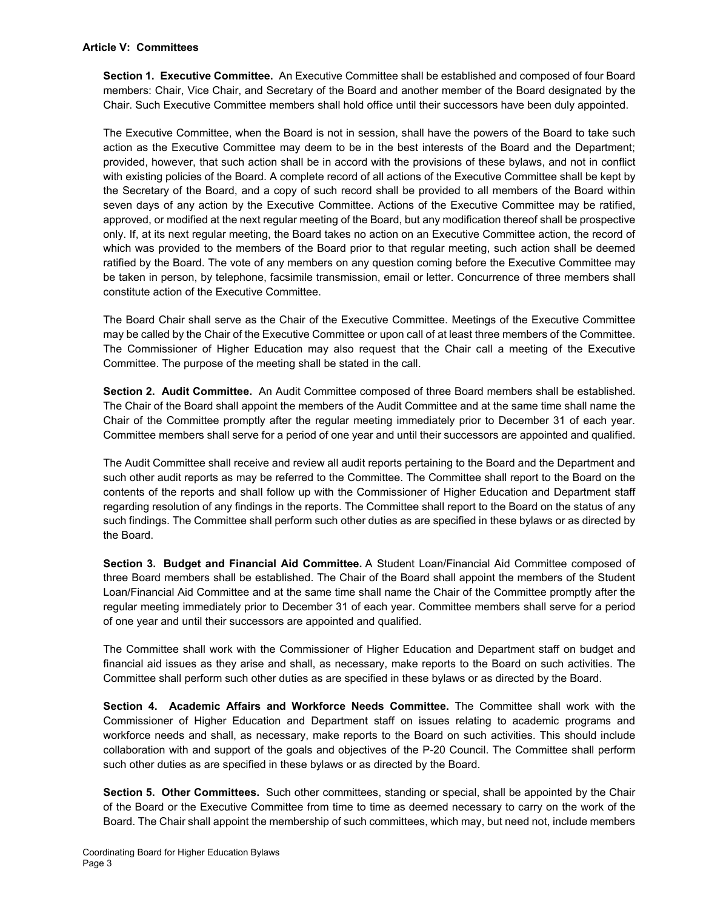**Article V: Committees**

**Section 1. Executive Committee.** An Executive Committee shall be established and composed of four Board members: Chair, Vice Chair, and Secretary of the Board and another member of the Board designated by the Chair. Such Executive Committee members shall hold office until their successors have been duly appointed.

The Executive Committee, when the Board is not in session, shall have the powers of the Board to take such action as the Executive Committee may deem to be in the best interests of the Board and the Department; provided, however, that such action shall be in accord with the provisions of these bylaws, and not in conflict with existing policies of the Board. A complete record of all actions of the Executive Committee shall be kept by the Secretary of the Board, and a copy of such record shall be provided to all members of the Board within seven days of any action by the Executive Committee. Actions of the Executive Committee may be ratified, approved, or modified at the next regular meeting of the Board, but any modification thereof shall be prospective only. If, at its next regular meeting, the Board takes no action on an Executive Committee action, the record of which was provided to the members of the Board prior to that regular meeting, such action shall be deemed ratified by the Board. The vote of any members on any question coming before the Executive Committee may be taken in person, by telephone, facsimile transmission, email or letter. Concurrence of three members shall constitute action of the Executive Committee.

The Board Chair shall serve as the Chair of the Executive Committee. Meetings of the Executive Committee may be called by the Chair of the Executive Committee or upon call of at least three members of the Committee. The Commissioner of Higher Education may also request that the Chair call a meeting of the Executive Committee. The purpose of the meeting shall be stated in the call.

**Section 2. Audit Committee.** An Audit Committee composed of three Board members shall be established. The Chair of the Board shall appoint the members of the Audit Committee and at the same time shall name the Chair of the Committee promptly after the regular meeting immediately prior to December 31 of each year. Committee members shall serve for a period of one year and until their successors are appointed and qualified.

The Audit Committee shall receive and review all audit reports pertaining to the Board and the Department and such other audit reports as may be referred to the Committee. The Committee shall report to the Board on the contents of the reports and shall follow up with the Commissioner of Higher Education and Department staff regarding resolution of any findings in the reports. The Committee shall report to the Board on the status of any such findings. The Committee shall perform such other duties as are specified in these bylaws or as directed by the Board.

**Section 3. Budget and Financial Aid Committee.** A Student Loan/Financial Aid Committee composed of three Board members shall be established. The Chair of the Board shall appoint the members of the Student Loan/Financial Aid Committee and at the same time shall name the Chair of the Committee promptly after the regular meeting immediately prior to December 31 of each year. Committee members shall serve for a period of one year and until their successors are appointed and qualified.

The Committee shall work with the Commissioner of Higher Education and Department staff on budget and financial aid issues as they arise and shall, as necessary, make reports to the Board on such activities. The Committee shall perform such other duties as are specified in these bylaws or as directed by the Board.

**Section 4. Academic Affairs and Workforce Needs Committee.** The Committee shall work with the Commissioner of Higher Education and Department staff on issues relating to academic programs and workforce needs and shall, as necessary, make reports to the Board on such activities. This should include collaboration with and support of the goals and objectives of the P-20 Council. The Committee shall perform such other duties as are specified in these bylaws or as directed by the Board.

**Section 5. Other Committees.** Such other committees, standing or special, shall be appointed by the Chair of the Board or the Executive Committee from time to time as deemed necessary to carry on the work of the Board. The Chair shall appoint the membership of such committees, which may, but need not, include members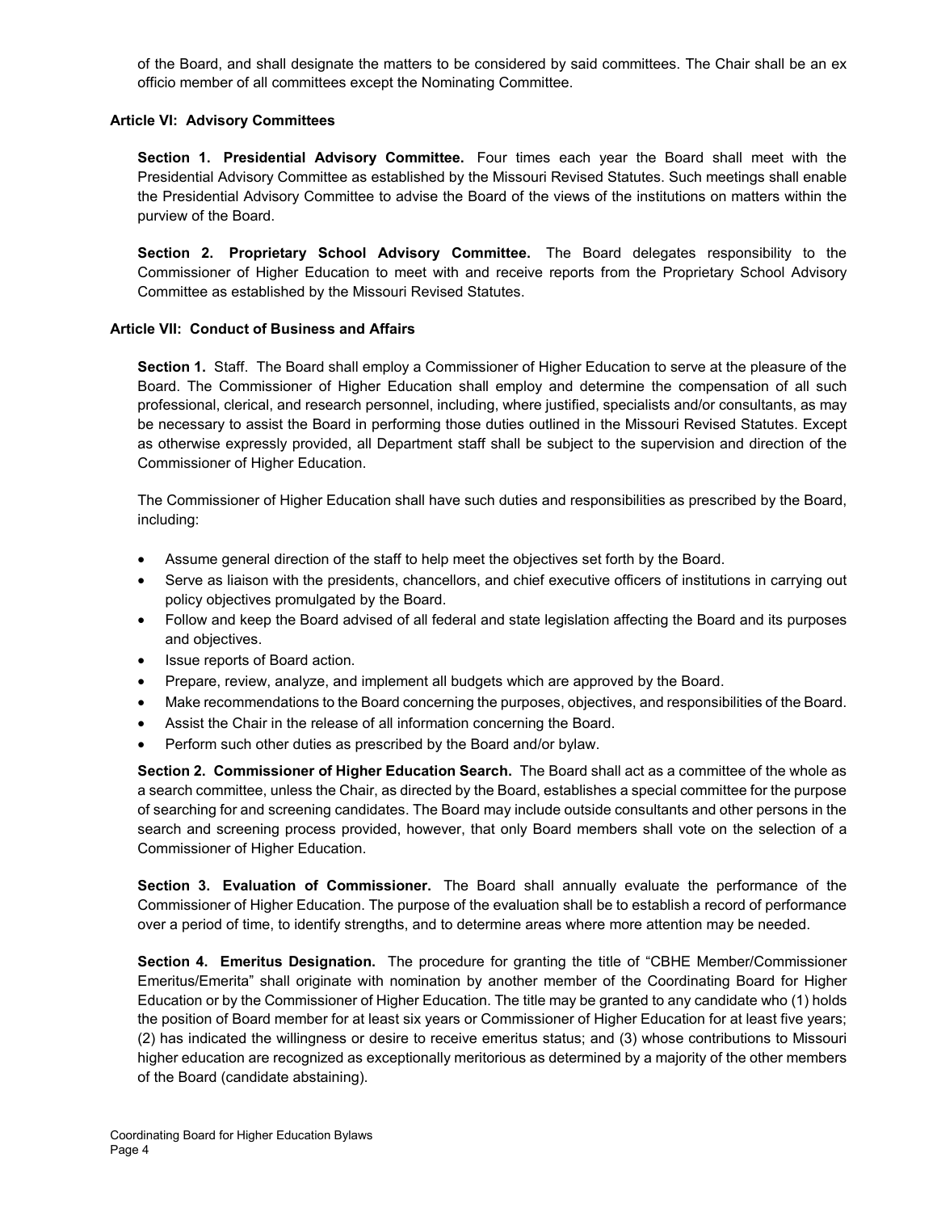of the Board, and shall designate the matters to be considered by said committees. The Chair shall be an ex officio member of all committees except the Nominating Committee.

### Article VI: Advisory Committees

**Section 1. Presidential Advisory Committee.** Four times each year the Board shall meet with the Presidential Advisory Committee as established by the Missouri Revised Statutes. Such meetings shall enable the Presidential Advisory Committee to advise the Board of the views of the institutions on matters within the purview of the Board.

**Section 2. Proprietary School Advisory Committee.** The Board delegates responsibility to the Commissioner of Higher Education to meet with and receive reports from the Proprietary School Advisory Committee as established by the Missouri Revised Statutes.

### Article VII: Conduct of Business and Affairs

**Section 1.** Staff. The Board shall employ a Commissioner of Higher Education to serve at the pleasure of the Board. The Commissioner of Higher Education shall employ and determine the compensation of all such professional, clerical, and research personnel, including, where justified, specialists and/or consultants, as may be necessary to assist the Board in performing those duties outlined in the Missouri Revised Statutes. Except as otherwise expressly provided, all Department staff shall be subject to the supervision and direction of the Commissioner of Higher Education.

The Commissioner of Higher Education shall have such duties and responsibilities as prescribed by the Board, including:

- Assume general direction of the staff to help meet the objectives set forth by the Board.
- Serve as liaison with the presidents, chancellors, and chief executive officers of institutions in carrying out policy objectives promulgated by the Board.
- Follow and keep the Board advised of all federal and state legislation affecting the Board and its purposes and objectives.
- Issue reports of Board action.
- Prepare, review, analyze, and implement all budgets which are approved by the Board.
- Make recommendations to the Board concerning the purposes, objectives, and responsibilities of the Board.
- Assist the Chair in the release of all information concerning the Board.
- Perform such other duties as prescribed by the Board and/or bylaw.

**Section 2. Commissioner of Higher Education Search.** The Board shall act as a committee of the whole as a search committee, unless the Chair, as directed by the Board, establishes a special committee for the purpose of searching for and screening candidates. The Board may include outside consultants and other persons in the search and screening process provided, however, that only Board members shall vote on the selection of a Commissioner of Higher Education.

**Section 3. Evaluation of Commissioner.** The Board shall annually evaluate the performance of the Commissioner of Higher Education. The purpose of the evaluation shall be to establish a record of performance over a period of time, to identify strengths, and to determine areas where more attention may be needed.

**Section 4. Emeritus Designation.** The procedure for granting the title of "CBHE Member/Commissioner Emeritus/Emerita" shall originate with nomination by another member of the Coordinating Board for Higher Education or by the Commissioner of Higher Education. The title may be granted to any candidate who (1) holds the position of Board member for at least six years or Commissioner of Higher Education for at least five years; (2) has indicated the willingness or desire to receive emeritus status; and (3) whose contributions to Missouri higher education are recognized as exceptionally meritorious as determined by a majority of the other members of the Board (candidate abstaining).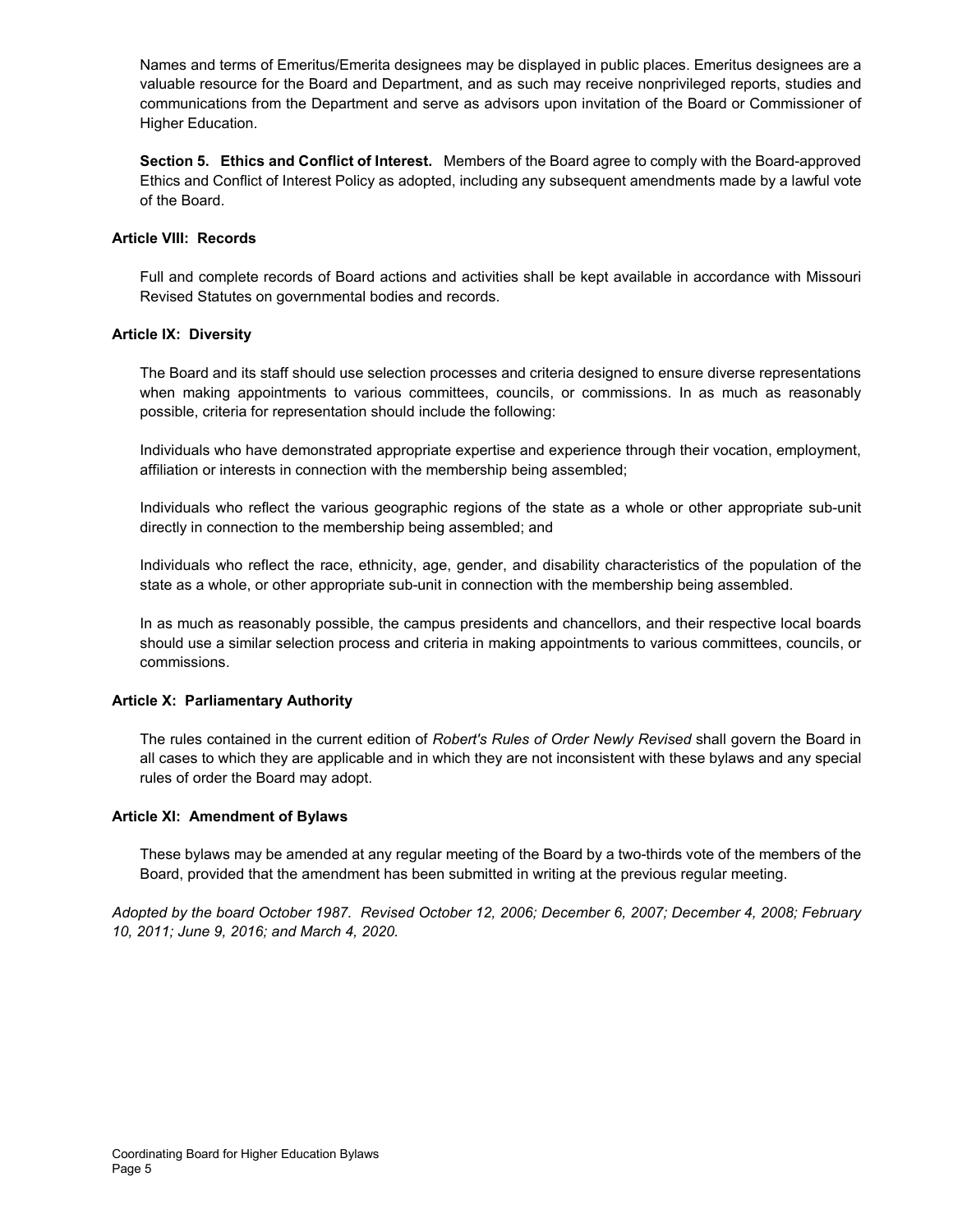Names and terms of Emeritus/Emerita designees may be displayed in public places. Emeritus designees are a valuable resource for the Board and Department, and as such may receive nonprivileged reports, studies and communications from the Department and serve as advisors upon invitation of the Board or Commissioner of Higher Education.

**Section 5. Ethics and Conflict of Interest.** Members of the Board agree to comply with the Board-approved Ethics and Conflict of Interest Policy as adopted, including any subsequent amendments made by a lawful vote of the Board.

### Article VIII: Records

Full and complete records of Board actions and activities shall be kept available in accordance with Missouri Revised Statutes on governmental bodies and records.

### Article IX: Diversity

The Board and its staff should use selection processes and criteria designed to ensure diverse representations when making appointments to various committees, councils, or commissions. In as much as reasonably possible, criteria for representation should include the following:

Individuals who have demonstrated appropriate expertise and experience through their vocation, employment, affiliation or interests in connection with the membership being assembled;

Individuals who reflect the various geographic regions of the state as a whole or other appropriate sub-unit directly in connection to the membership being assembled; and

Individuals who reflect the race, ethnicity, age, gender, and disability characteristics of the population of the state as a whole, or other appropriate sub-unit in connection with the membership being assembled.

In as much as reasonably possible, the campus presidents and chancellors, and their respective local boards should use a similar selection process and criteria in making appointments to various committees, councils, or commissions.

### Article X: Parliamentary Authority

The rules contained in the current edition of *Robert's Rules of Order Newly Revised* shall govern the Board in all cases to which they are applicable and in which they are not inconsistent with these bylaws and any special rules of order the Board may adopt.

### Article XI: Amendment of Bylaws

These bylaws may be amended at any regular meeting of the Board by a two-thirds vote of the members of the Board, provided that the amendment has been submitted in writing at the previous regular meeting.

*Adopted by the board October 1987. Revised October 12, 2006; December 6, 2007; December 4, 2008; February 10, 2011; June 9, 2016; and March 4, 2020.*